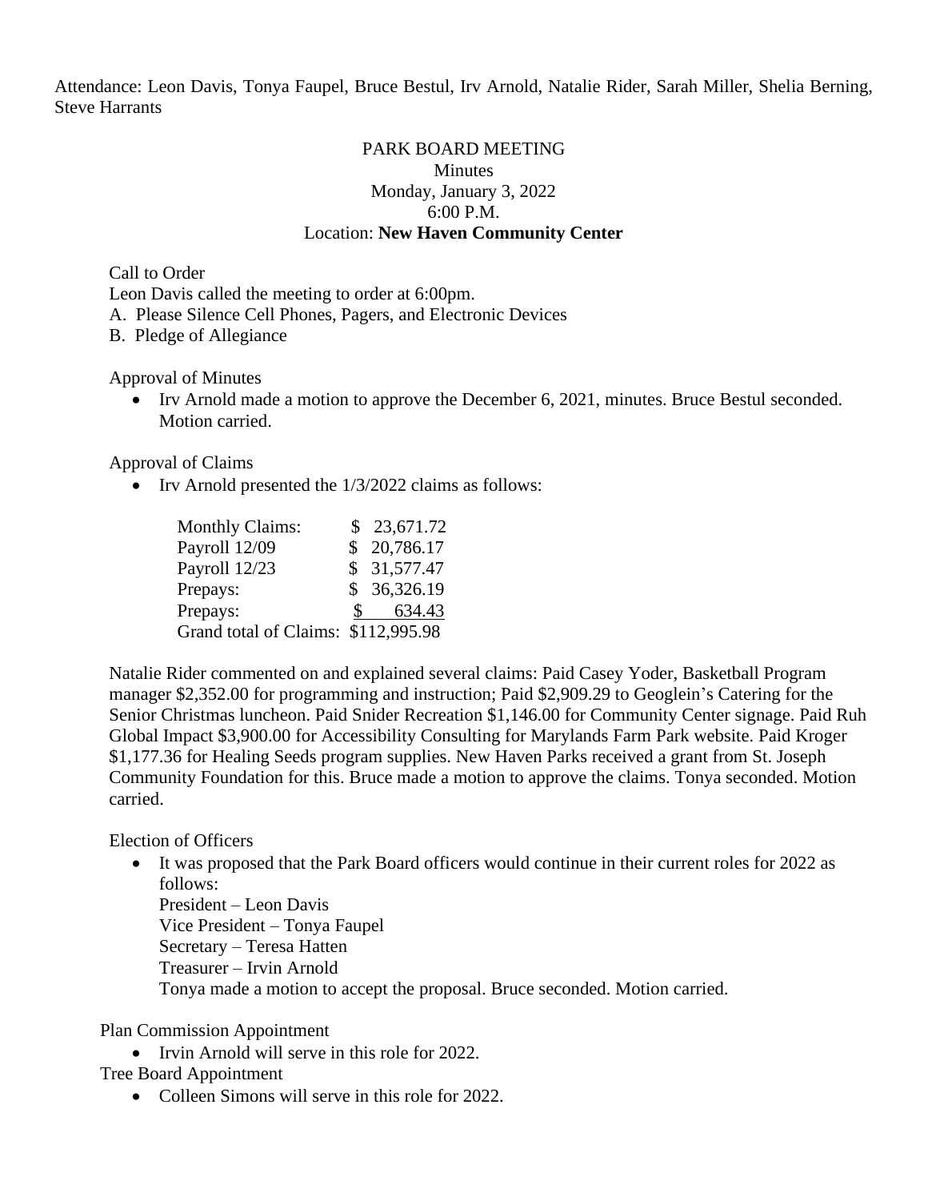Attendance: Leon Davis, Tonya Faupel, Bruce Bestul, Irv Arnold, Natalie Rider, Sarah Miller, Shelia Berning, Steve Harrants

# PARK BOARD MEETING

## Minutes

Monday, January 3, 2022

6:00 P.M.

Location: **New Haven Community Center**

Call to Order

Leon Davis called the meeting to order at 6:00pm.

A. Please Silence Cell Phones, Pagers, and Electronic Devices

B. Pledge of Allegiance

Approval of Minutes

- Irv Arnold made a motion to approve the December 6, 2021, minutes. Bruce Bestul seconded. Motion carried.

Approval of Claims

- Irv Arnold presented the 1/3/2022 claims as follows:

| | |
|---|---|
| Monthly Claims: | $ 23,671.72 |
| Payroll 12/09 | $ 20,786.17 |
| Payroll 12/23 | $ 31,577.47 |
| Prepays: | $ 36,326.19 |
| Prepays: | $ 634.43 |
| Grand total of Claims: | $112,995.98 |

Natalie Rider commented on and explained several claims: Paid Casey Yoder, Basketball Program manager $2,352.00 for programming and instruction; Paid $2,909.29 to Geoglein's Catering for the Senior Christmas luncheon. Paid Snider Recreation $1,146.00 for Community Center signage. Paid Ruh Global Impact $3,900.00 for Accessibility Consulting for Marylands Farm Park website. Paid Kroger $1,177.36 for Healing Seeds program supplies. New Haven Parks received a grant from St. Joseph Community Foundation for this. Bruce made a motion to approve the claims. Tonya seconded. Motion carried.

Election of Officers

- It was proposed that the Park Board officers would continue in their current roles for 2022 as follows:
  President – Leon Davis
  Vice President – Tonya Faupel
  Secretary – Teresa Hatten
  Treasurer – Irvin Arnold
  Tonya made a motion to accept the proposal. Bruce seconded. Motion carried.

Plan Commission Appointment

- Irvin Arnold will serve in this role for 2022.

Tree Board Appointment

- Colleen Simons will serve in this role for 2022.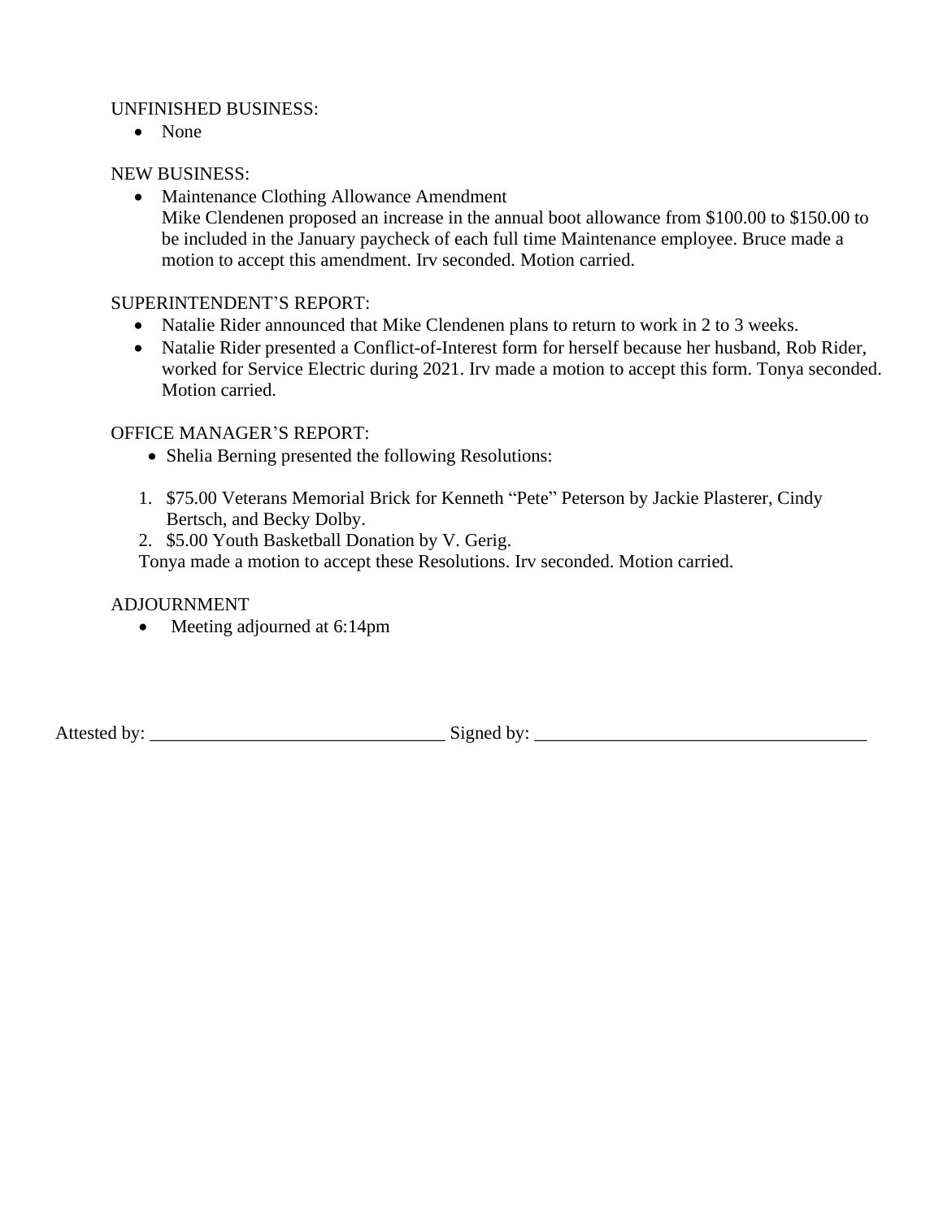UNFINISHED BUSINESS:

- None

NEW BUSINESS:

- Maintenance Clothing Allowance Amendment
  Mike Clendenen proposed an increase in the annual boot allowance from $100.00 to $150.00 to be included in the January paycheck of each full time Maintenance employee. Bruce made a motion to accept this amendment. Irv seconded. Motion carried.

SUPERINTENDENT'S REPORT:

- Natalie Rider announced that Mike Clendenen plans to return to work in 2 to 3 weeks.
- Natalie Rider presented a Conflict-of-Interest form for herself because her husband, Rob Rider, worked for Service Electric during 2021. Irv made a motion to accept this form. Tonya seconded. Motion carried.

OFFICE MANAGER'S REPORT:

- Shelia Berning presented the following Resolutions:

1. $75.00 Veterans Memorial Brick for Kenneth "Pete" Peterson by Jackie Plasterer, Cindy Bertsch, and Becky Dolby.
2. $5.00 Youth Basketball Donation by V. Gerig.

Tonya made a motion to accept these Resolutions. Irv seconded. Motion carried.

ADJOURNMENT

- Meeting adjourned at 6:14pm

Attested by: ________________________________ Signed by: ____________________________________